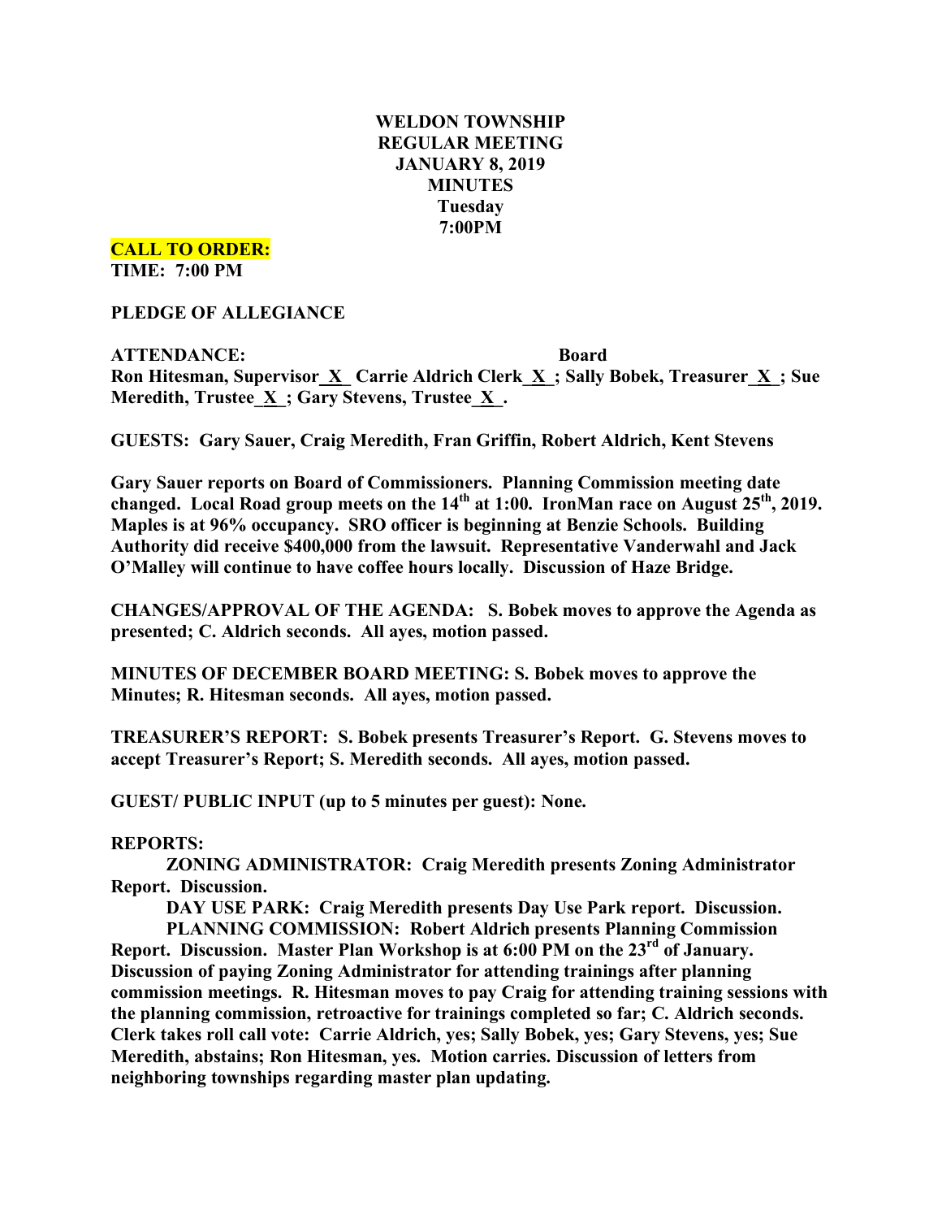**WELDON TOWNSHIP**
**REGULAR MEETING**
**JANUARY 8, 2019**
**MINUTES**
**Tuesday**
**7:00PM**

**CALL TO ORDER:**
**TIME: 7:00 PM**

**PLEDGE OF ALLEGIANCE**

**ATTENDANCE: Board**
**Ron Hitesman, Supervisor_X_ Carrie Aldrich Clerk_X_; Sally Bobek, Treasurer_X_; Sue Meredith, Trustee_X_; Gary Stevens, Trustee_X_.**

**GUESTS: Gary Sauer, Craig Meredith, Fran Griffin, Robert Aldrich, Kent Stevens**

**Gary Sauer reports on Board of Commissioners. Planning Commission meeting date changed. Local Road group meets on the 14th at 1:00. IronMan race on August 25th, 2019. Maples is at 96% occupancy. SRO officer is beginning at Benzie Schools. Building Authority did receive $400,000 from the lawsuit. Representative Vanderwahl and Jack O'Malley will continue to have coffee hours locally. Discussion of Haze Bridge.**

**CHANGES/APPROVAL OF THE AGENDA: S. Bobek moves to approve the Agenda as presented; C. Aldrich seconds. All ayes, motion passed.**

**MINUTES OF DECEMBER BOARD MEETING: S. Bobek moves to approve the Minutes; R. Hitesman seconds. All ayes, motion passed.**

**TREASURER'S REPORT: S. Bobek presents Treasurer's Report. G. Stevens moves to accept Treasurer's Report; S. Meredith seconds. All ayes, motion passed.**

**GUEST/ PUBLIC INPUT (up to 5 minutes per guest): None.**

**REPORTS:**

**ZONING ADMINISTRATOR: Craig Meredith presents Zoning Administrator Report. Discussion.**

**DAY USE PARK: Craig Meredith presents Day Use Park report. Discussion.**

**PLANNING COMMISSION: Robert Aldrich presents Planning Commission Report. Discussion. Master Plan Workshop is at 6:00 PM on the 23rd of January. Discussion of paying Zoning Administrator for attending trainings after planning commission meetings. R. Hitesman moves to pay Craig for attending training sessions with the planning commission, retroactive for trainings completed so far; C. Aldrich seconds. Clerk takes roll call vote: Carrie Aldrich, yes; Sally Bobek, yes; Gary Stevens, yes; Sue Meredith, abstains; Ron Hitesman, yes. Motion carries. Discussion of letters from neighboring townships regarding master plan updating.**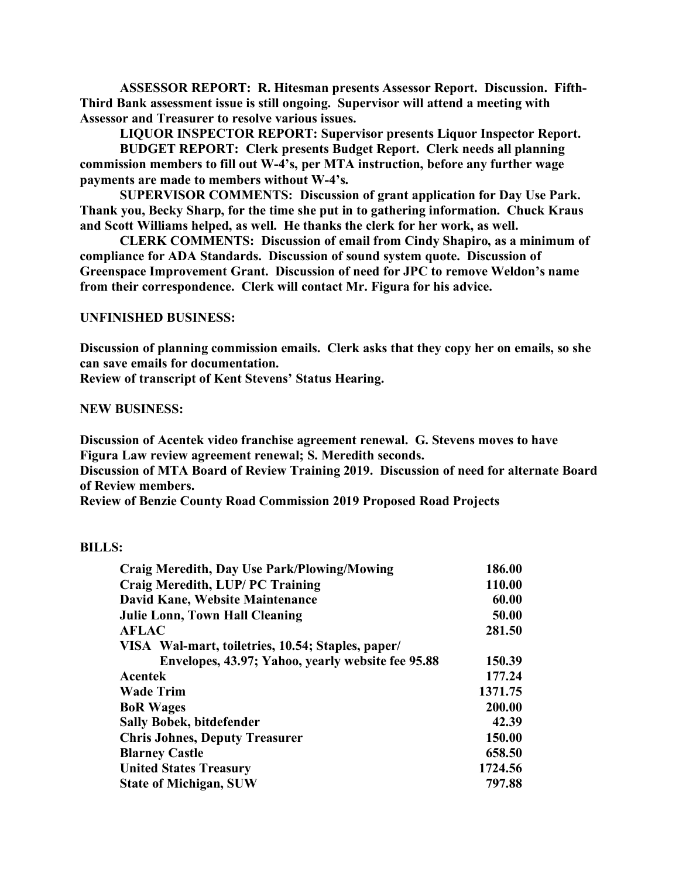**ASSESSOR REPORT: R. Hitesman presents Assessor Report. Discussion. Fifth-Third Bank assessment issue is still ongoing. Supervisor will attend a meeting with Assessor and Treasurer to resolve various issues.**

**LIQUOR INSPECTOR REPORT: Supervisor presents Liquor Inspector Report.**

**BUDGET REPORT: Clerk presents Budget Report. Clerk needs all planning commission members to fill out W-4's, per MTA instruction, before any further wage payments are made to members without W-4's.**

**SUPERVISOR COMMENTS: Discussion of grant application for Day Use Park. Thank you, Becky Sharp, for the time she put in to gathering information. Chuck Kraus and Scott Williams helped, as well. He thanks the clerk for her work, as well.**

**CLERK COMMENTS: Discussion of email from Cindy Shapiro, as a minimum of compliance for ADA Standards. Discussion of sound system quote. Discussion of Greenspace Improvement Grant. Discussion of need for JPC to remove Weldon's name from their correspondence. Clerk will contact Mr. Figura for his advice.**

**UNFINISHED BUSINESS:**

**Discussion of planning commission emails. Clerk asks that they copy her on emails, so she can save emails for documentation.**
**Review of transcript of Kent Stevens' Status Hearing.**

**NEW BUSINESS:**

**Discussion of Acentek video franchise agreement renewal. G. Stevens moves to have Figura Law review agreement renewal; S. Meredith seconds.**
**Discussion of MTA Board of Review Training 2019. Discussion of need for alternate Board of Review members.**
**Review of Benzie County Road Commission 2019 Proposed Road Projects**

**BILLS:**

| | |
|---|---|
| **Craig Meredith, Day Use Park/Plowing/Mowing** | **186.00** |
| **Craig Meredith, LUP/ PC Training** | **110.00** |
| **David Kane, Website Maintenance** | **60.00** |
| **Julie Lonn, Town Hall Cleaning** | **50.00** |
| **AFLAC** | **281.50** |
| **VISA Wal-mart, toiletries, 10.54; Staples, paper/ Envelopes, 43.97; Yahoo, yearly website fee 95.88** | **150.39** |
| **Acentek** | **177.24** |
| **Wade Trim** | **1371.75** |
| **BoR Wages** | **200.00** |
| **Sally Bobek, bitdefender** | **42.39** |
| **Chris Johnes, Deputy Treasurer** | **150.00** |
| **Blarney Castle** | **658.50** |
| **United States Treasury** | **1724.56** |
| **State of Michigan, SUW** | **797.88** |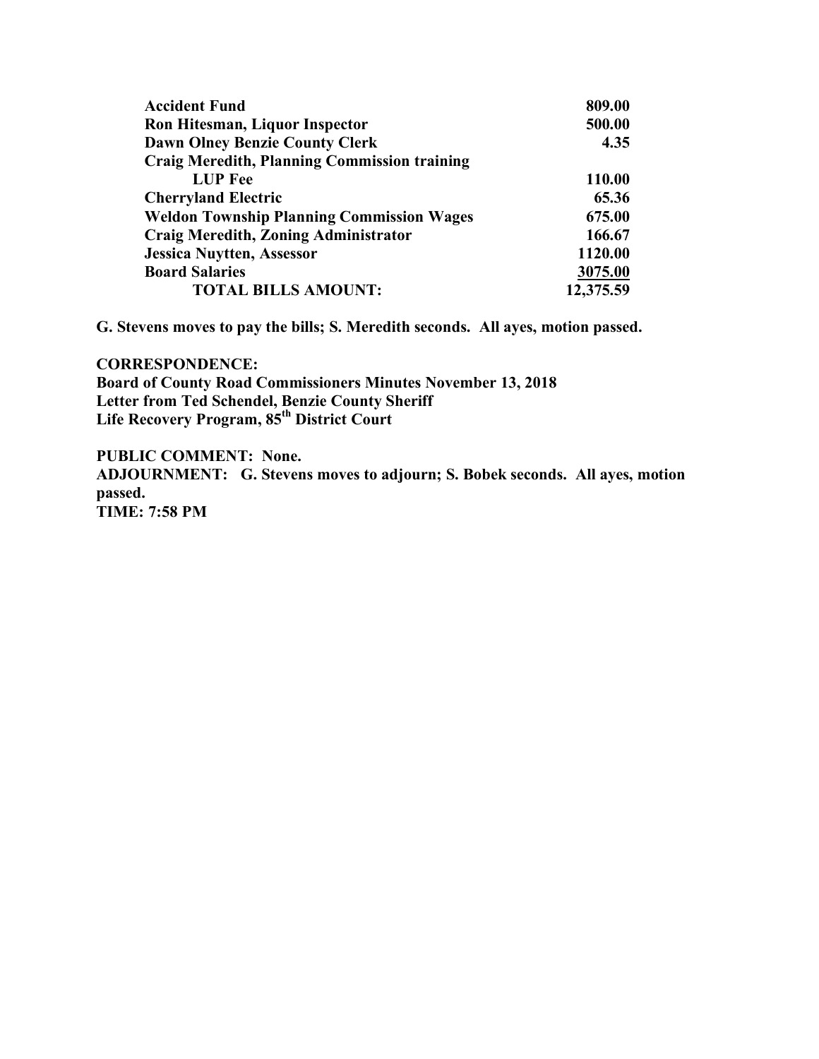| | |
|---|---|
| **Accident Fund** | **809.00** |
| **Ron Hitesman, Liquor Inspector** | **500.00** |
| **Dawn Olney Benzie County Clerk** | **4.35** |
| **Craig Meredith, Planning Commission training** | |
| **LUP Fee** | **110.00** |
| **Cherryland Electric** | **65.36** |
| **Weldon Township Planning Commission Wages** | **675.00** |
| **Craig Meredith, Zoning Administrator** | **166.67** |
| **Jessica Nuytten, Assessor** | **1120.00** |
| **Board Salaries** | **3075.00** |
| **TOTAL BILLS AMOUNT:** | **12,375.59** |

**G. Stevens moves to pay the bills; S. Meredith seconds. All ayes, motion passed.**

**CORRESPONDENCE:**
**Board of County Road Commissioners Minutes November 13, 2018**
**Letter from Ted Schendel, Benzie County Sheriff**
**Life Recovery Program, 85th District Court**

**PUBLIC COMMENT: None.**
**ADJOURNMENT: G. Stevens moves to adjourn; S. Bobek seconds. All ayes, motion passed.**
**TIME: 7:58 PM**